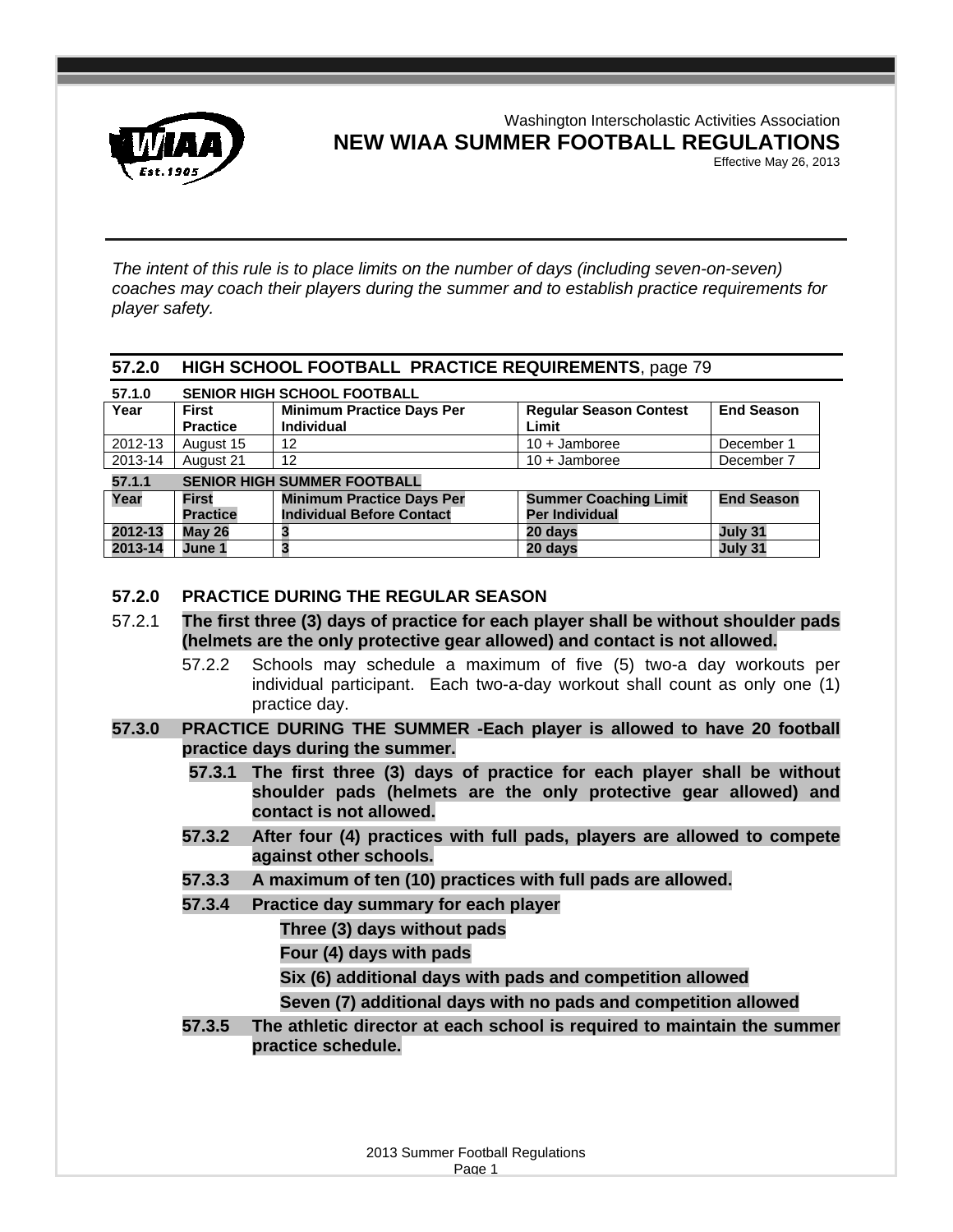Washington Interscholastic Activities Association

# NEW WIAA SUMMER FOOTBALL REGULATIONS

Effective May 26, 2013

*The intent of this rule is to place limits on the number of days (including seven-on-seven) coaches may coach their players during the summer and to establish practice requirements for player safety.*

## 57.2.0 HIGH SCHOOL FOOTBALL PRACTICE REQUIREMENTS, page 79

**57.1.0 SENIOR HIGH SCHOOL FOOTBALL**

| Year | First Practice | Minimum Practice Days Per Individual | Regular Season Contest Limit | End Season |
|---|---|---|---|---|
| 2012-13 | August 15 | 12 | 10 + Jamboree | December 1 |
| 2013-14 | August 21 | 12 | 10 + Jamboree | December 7 |

**57.1.1 SENIOR HIGH SUMMER FOOTBALL**

| Year | First Practice | Minimum Practice Days Per Individual Before Contact | Summer Coaching Limit Per Individual | End Season |
|---|---|---|---|---|
| **2012-13** | **May 26** | **3** | **20 days** | **July 31** |
| **2013-14** | **June 1** | **3** | **20 days** | **July 31** |

### 57.2.0 PRACTICE DURING THE REGULAR SEASON

57.2.1 **The first three (3) days of practice for each player shall be without shoulder pads (helmets are the only protective gear allowed) and contact is not allowed.**

57.2.2 Schools may schedule a maximum of five (5) two-a day workouts per individual participant. Each two-a-day workout shall count as only one (1) practice day.

**57.3.0 PRACTICE DURING THE SUMMER -Each player is allowed to have 20 football practice days during the summer.**

**57.3.1 The first three (3) days of practice for each player shall be without shoulder pads (helmets are the only protective gear allowed) and contact is not allowed.**

**57.3.2 After four (4) practices with full pads, players are allowed to compete against other schools.**

**57.3.3 A maximum of ten (10) practices with full pads are allowed.**

**57.3.4 Practice day summary for each player**

**Three (3) days without pads**

**Four (4) days with pads**

**Six (6) additional days with pads and competition allowed**

**Seven (7) additional days with no pads and competition allowed**

**57.3.5 The athletic director at each school is required to maintain the summer practice schedule.**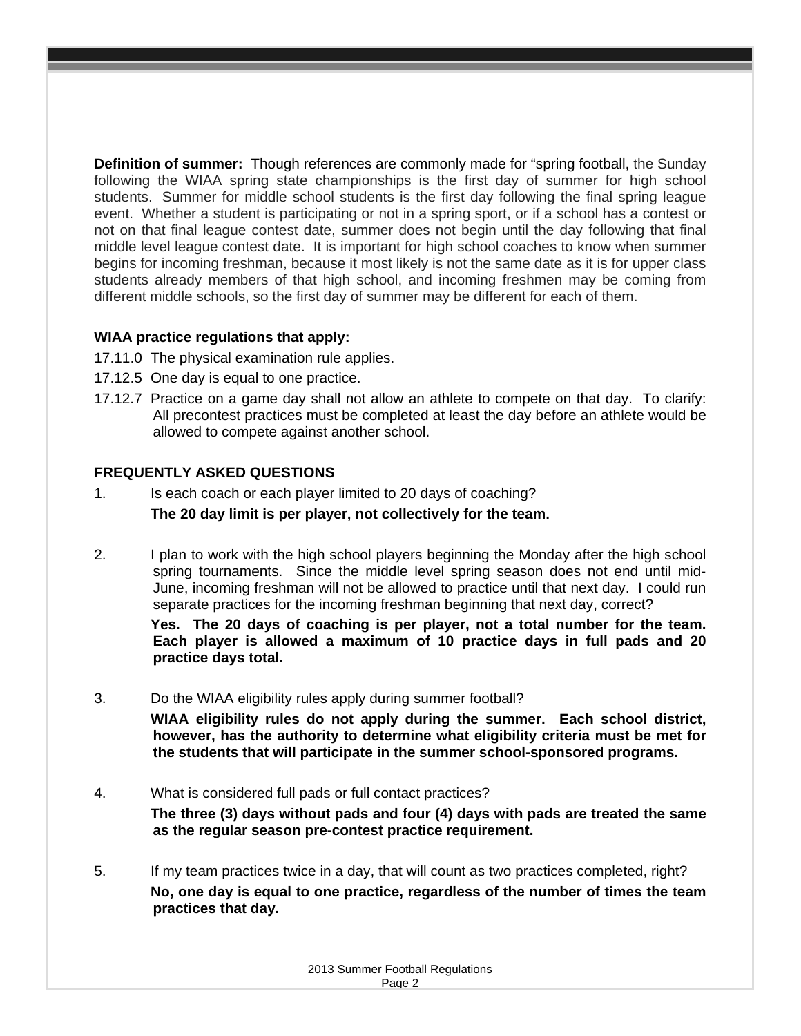**Definition of summer:** Though references are commonly made for "spring football, the Sunday following the WIAA spring state championships is the first day of summer for high school students. Summer for middle school students is the first day following the final spring league event. Whether a student is participating or not in a spring sport, or if a school has a contest or not on that final league contest date, summer does not begin until the day following that final middle level league contest date. It is important for high school coaches to know when summer begins for incoming freshman, because it most likely is not the same date as it is for upper class students already members of that high school, and incoming freshmen may be coming from different middle schools, so the first day of summer may be different for each of them.

**WIAA practice regulations that apply:**

17.11.0 The physical examination rule applies.

17.12.5 One day is equal to one practice.

17.12.7 Practice on a game day shall not allow an athlete to compete on that day. To clarify: All precontest practices must be completed at least the day before an athlete would be allowed to compete against another school.

**FREQUENTLY ASKED QUESTIONS**

1. Is each coach or each player limited to 20 days of coaching?

   **The 20 day limit is per player, not collectively for the team.**

2. I plan to work with the high school players beginning the Monday after the high school spring tournaments. Since the middle level spring season does not end until mid-June, incoming freshman will not be allowed to practice until that next day. I could run separate practices for the incoming freshman beginning that next day, correct?

   **Yes. The 20 days of coaching is per player, not a total number for the team. Each player is allowed a maximum of 10 practice days in full pads and 20 practice days total.**

3. Do the WIAA eligibility rules apply during summer football?

   **WIAA eligibility rules do not apply during the summer. Each school district, however, has the authority to determine what eligibility criteria must be met for the students that will participate in the summer school-sponsored programs.**

4. What is considered full pads or full contact practices?

   **The three (3) days without pads and four (4) days with pads are treated the same as the regular season pre-contest practice requirement.**

5. If my team practices twice in a day, that will count as two practices completed, right?

   **No, one day is equal to one practice, regardless of the number of times the team practices that day.**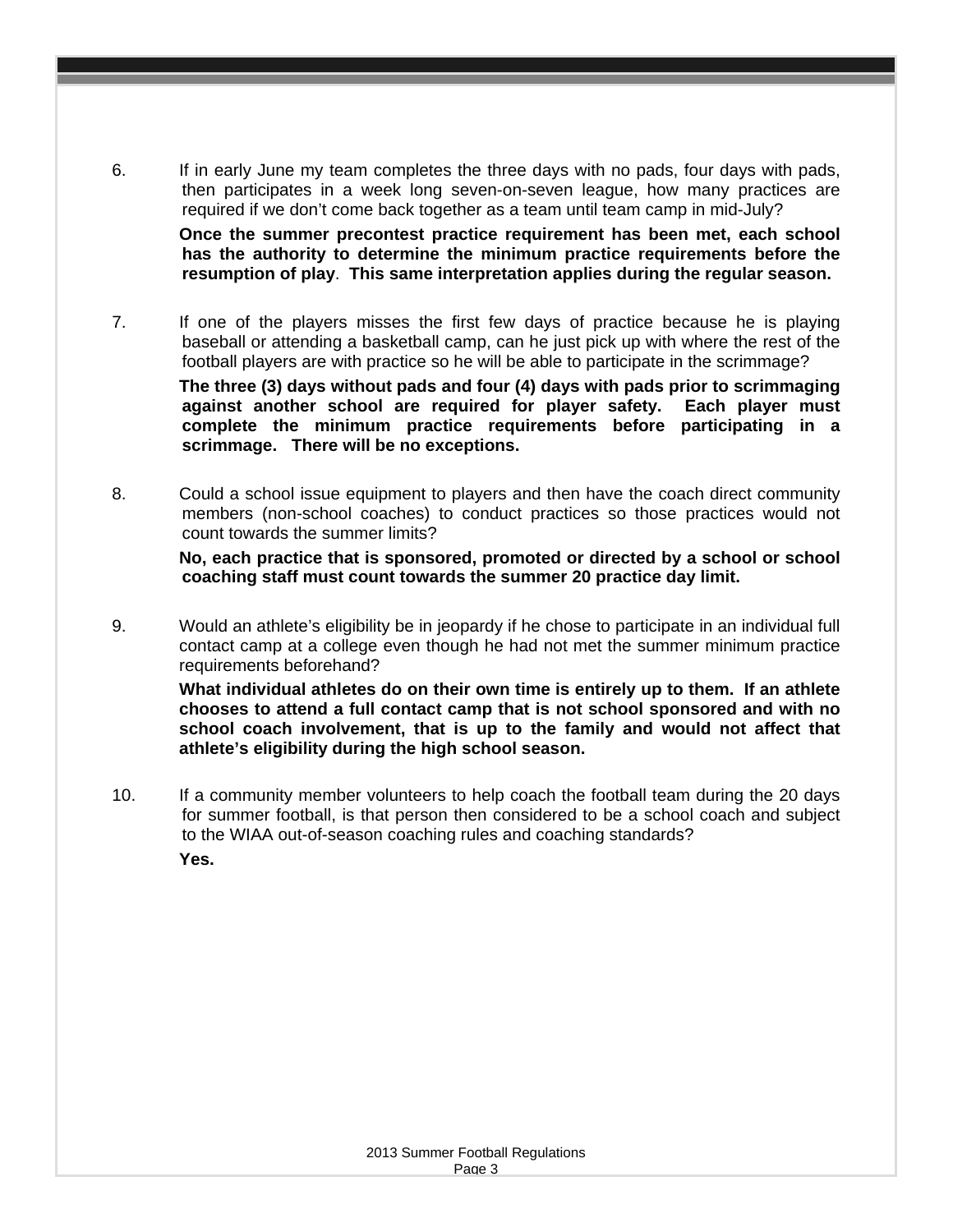6. If in early June my team completes the three days with no pads, four days with pads, then participates in a week long seven-on-seven league, how many practices are required if we don't come back together as a team until team camp in mid-July?

   **Once the summer precontest practice requirement has been met, each school has the authority to determine the minimum practice requirements before the resumption of play. This same interpretation applies during the regular season.**

7. If one of the players misses the first few days of practice because he is playing baseball or attending a basketball camp, can he just pick up with where the rest of the football players are with practice so he will be able to participate in the scrimmage?

   **The three (3) days without pads and four (4) days with pads prior to scrimmaging against another school are required for player safety. Each player must complete the minimum practice requirements before participating in a scrimmage. There will be no exceptions.**

8. Could a school issue equipment to players and then have the coach direct community members (non-school coaches) to conduct practices so those practices would not count towards the summer limits?

   **No, each practice that is sponsored, promoted or directed by a school or school coaching staff must count towards the summer 20 practice day limit.**

9. Would an athlete's eligibility be in jeopardy if he chose to participate in an individual full contact camp at a college even though he had not met the summer minimum practice requirements beforehand?

   **What individual athletes do on their own time is entirely up to them. If an athlete chooses to attend a full contact camp that is not school sponsored and with no school coach involvement, that is up to the family and would not affect that athlete's eligibility during the high school season.**

10. If a community member volunteers to help coach the football team during the 20 days for summer football, is that person then considered to be a school coach and subject to the WIAA out-of-season coaching rules and coaching standards?

    **Yes.**